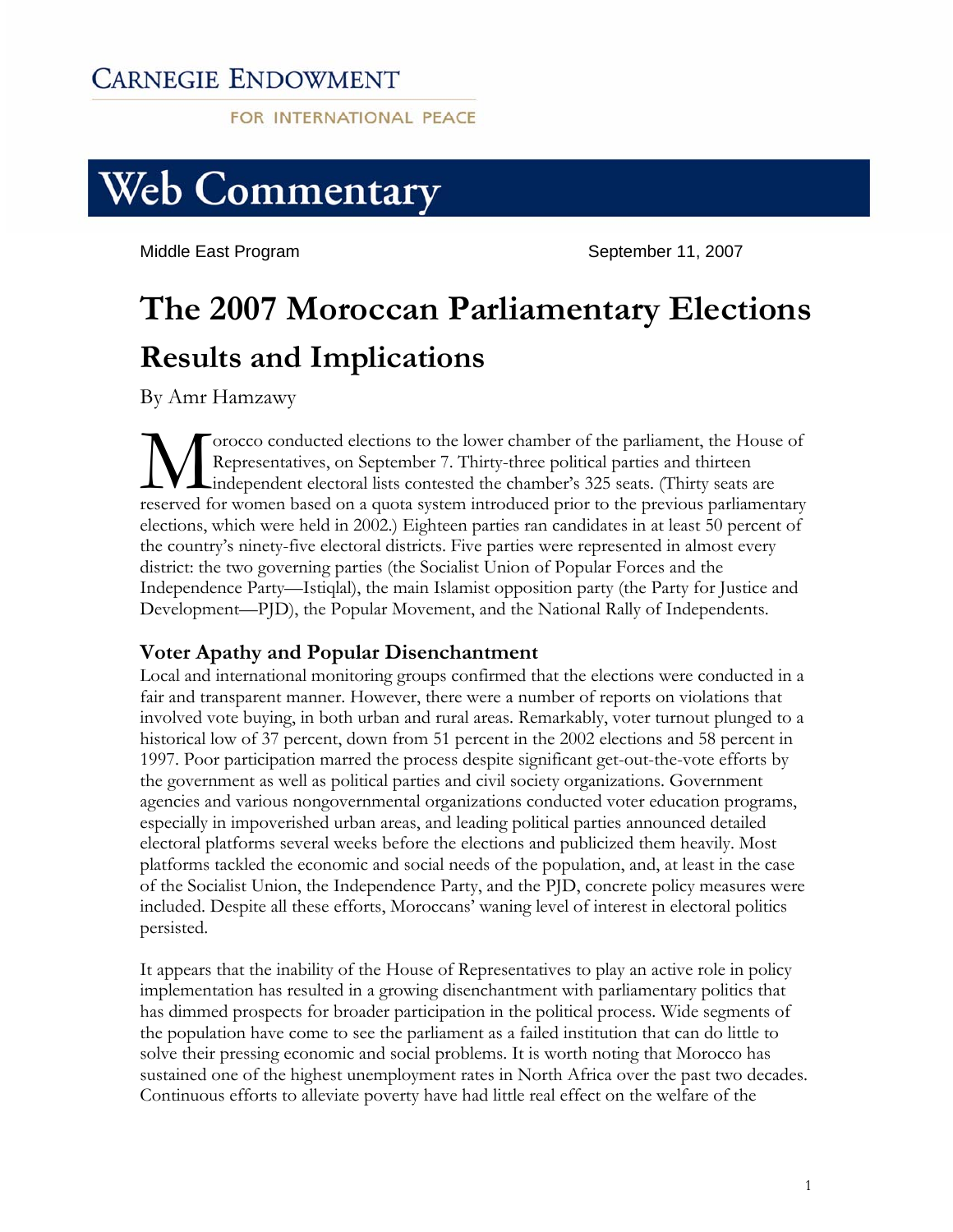Carnegie Endowment

For International Peace

# Web Commentary

Middle East Program

September 11, 2007

# The 2007 Moroccan Parliamentary Elections

## Results and Implications

By Amr Hamzawy

Morocco conducted elections to the lower chamber of the parliament, the House of Representatives, on September 7. Thirty-three political parties and thirteen independent electoral lists contested the chamber's 325 seats. (Thirty seats are reserved for women based on a quota system introduced prior to the previous parliamentary elections, which were held in 2002.) Eighteen parties ran candidates in at least 50 percent of the country's ninety-five electoral districts. Five parties were represented in almost every district: the two governing parties (the Socialist Union of Popular Forces and the Independence Party—Istiqlal), the main Islamist opposition party (the Party for Justice and Development—PJD), the Popular Movement, and the National Rally of Independents.

### Voter Apathy and Popular Disenchantment

Local and international monitoring groups confirmed that the elections were conducted in a fair and transparent manner. However, there were a number of reports on violations that involved vote buying, in both urban and rural areas. Remarkably, voter turnout plunged to a historical low of 37 percent, down from 51 percent in the 2002 elections and 58 percent in 1997. Poor participation marred the process despite significant get-out-the-vote efforts by the government as well as political parties and civil society organizations. Government agencies and various nongovernmental organizations conducted voter education programs, especially in impoverished urban areas, and leading political parties announced detailed electoral platforms several weeks before the elections and publicized them heavily. Most platforms tackled the economic and social needs of the population, and, at least in the case of the Socialist Union, the Independence Party, and the PJD, concrete policy measures were included. Despite all these efforts, Moroccans' waning level of interest in electoral politics persisted.

It appears that the inability of the House of Representatives to play an active role in policy implementation has resulted in a growing disenchantment with parliamentary politics that has dimmed prospects for broader participation in the political process. Wide segments of the population have come to see the parliament as a failed institution that can do little to solve their pressing economic and social problems. It is worth noting that Morocco has sustained one of the highest unemployment rates in North Africa over the past two decades. Continuous efforts to alleviate poverty have had little real effect on the welfare of the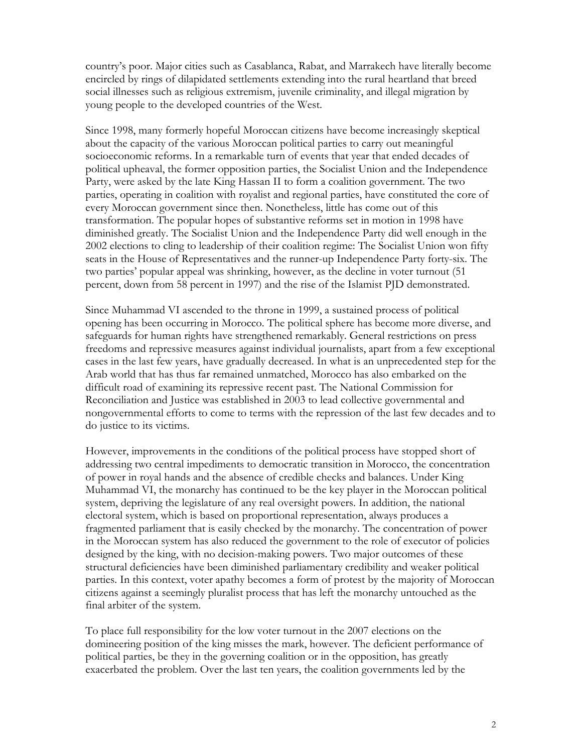country's poor. Major cities such as Casablanca, Rabat, and Marrakech have literally become encircled by rings of dilapidated settlements extending into the rural heartland that breed social illnesses such as religious extremism, juvenile criminality, and illegal migration by young people to the developed countries of the West.

Since 1998, many formerly hopeful Moroccan citizens have become increasingly skeptical about the capacity of the various Moroccan political parties to carry out meaningful socioeconomic reforms. In a remarkable turn of events that year that ended decades of political upheaval, the former opposition parties, the Socialist Union and the Independence Party, were asked by the late King Hassan II to form a coalition government. The two parties, operating in coalition with royalist and regional parties, have constituted the core of every Moroccan government since then. Nonetheless, little has come out of this transformation. The popular hopes of substantive reforms set in motion in 1998 have diminished greatly. The Socialist Union and the Independence Party did well enough in the 2002 elections to cling to leadership of their coalition regime: The Socialist Union won fifty seats in the House of Representatives and the runner-up Independence Party forty-six. The two parties' popular appeal was shrinking, however, as the decline in voter turnout (51 percent, down from 58 percent in 1997) and the rise of the Islamist PJD demonstrated.

Since Muhammad VI ascended to the throne in 1999, a sustained process of political opening has been occurring in Morocco. The political sphere has become more diverse, and safeguards for human rights have strengthened remarkably. General restrictions on press freedoms and repressive measures against individual journalists, apart from a few exceptional cases in the last few years, have gradually decreased. In what is an unprecedented step for the Arab world that has thus far remained unmatched, Morocco has also embarked on the difficult road of examining its repressive recent past. The National Commission for Reconciliation and Justice was established in 2003 to lead collective governmental and nongovernmental efforts to come to terms with the repression of the last few decades and to do justice to its victims.

However, improvements in the conditions of the political process have stopped short of addressing two central impediments to democratic transition in Morocco, the concentration of power in royal hands and the absence of credible checks and balances. Under King Muhammad VI, the monarchy has continued to be the key player in the Moroccan political system, depriving the legislature of any real oversight powers. In addition, the national electoral system, which is based on proportional representation, always produces a fragmented parliament that is easily checked by the monarchy. The concentration of power in the Moroccan system has also reduced the government to the role of executor of policies designed by the king, with no decision-making powers. Two major outcomes of these structural deficiencies have been diminished parliamentary credibility and weaker political parties. In this context, voter apathy becomes a form of protest by the majority of Moroccan citizens against a seemingly pluralist process that has left the monarchy untouched as the final arbiter of the system.

To place full responsibility for the low voter turnout in the 2007 elections on the domineering position of the king misses the mark, however. The deficient performance of political parties, be they in the governing coalition or in the opposition, has greatly exacerbated the problem. Over the last ten years, the coalition governments led by the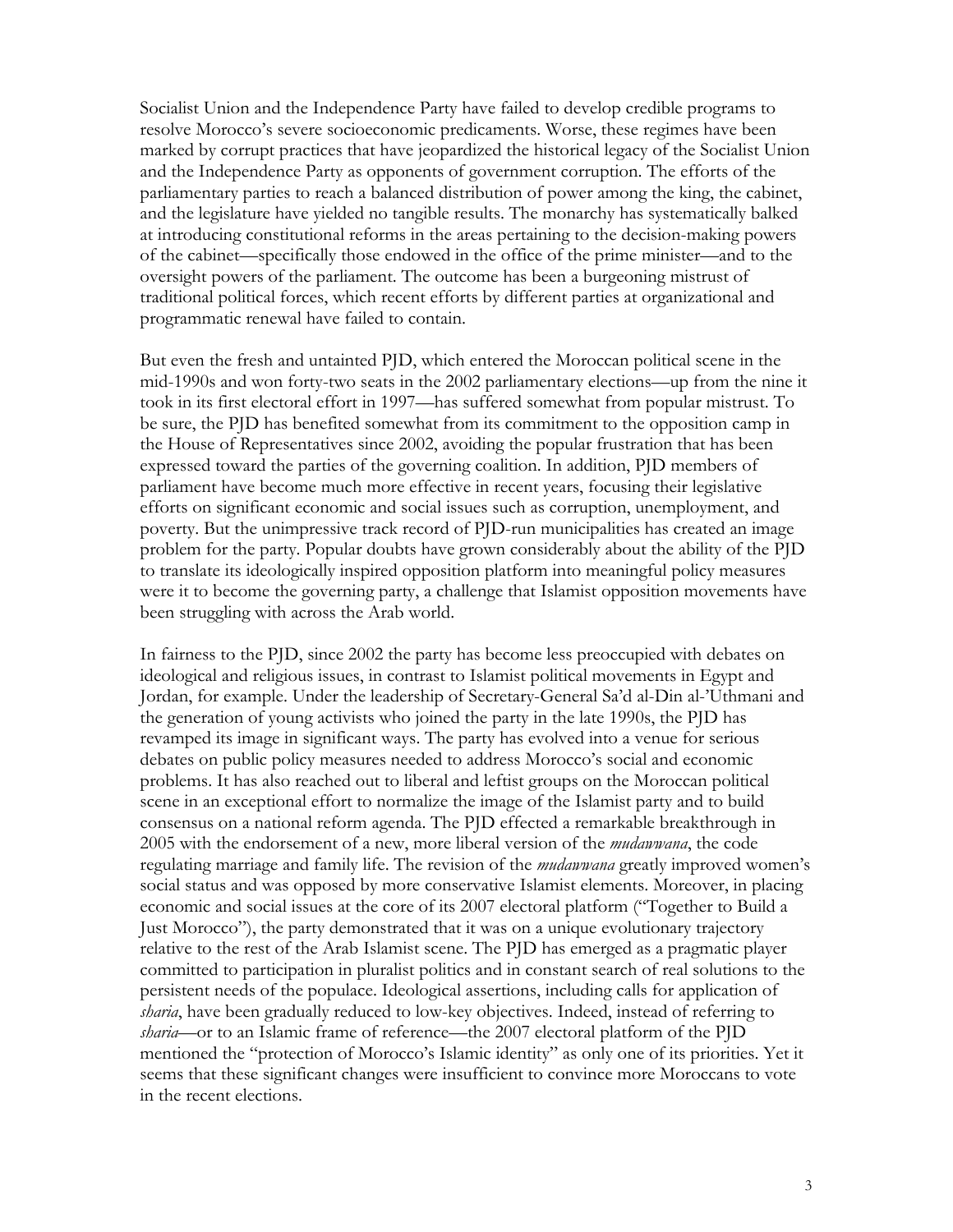Socialist Union and the Independence Party have failed to develop credible programs to resolve Morocco's severe socioeconomic predicaments. Worse, these regimes have been marked by corrupt practices that have jeopardized the historical legacy of the Socialist Union and the Independence Party as opponents of government corruption. The efforts of the parliamentary parties to reach a balanced distribution of power among the king, the cabinet, and the legislature have yielded no tangible results. The monarchy has systematically balked at introducing constitutional reforms in the areas pertaining to the decision-making powers of the cabinet—specifically those endowed in the office of the prime minister—and to the oversight powers of the parliament. The outcome has been a burgeoning mistrust of traditional political forces, which recent efforts by different parties at organizational and programmatic renewal have failed to contain.

But even the fresh and untainted PJD, which entered the Moroccan political scene in the mid-1990s and won forty-two seats in the 2002 parliamentary elections—up from the nine it took in its first electoral effort in 1997—has suffered somewhat from popular mistrust. To be sure, the PJD has benefited somewhat from its commitment to the opposition camp in the House of Representatives since 2002, avoiding the popular frustration that has been expressed toward the parties of the governing coalition. In addition, PJD members of parliament have become much more effective in recent years, focusing their legislative efforts on significant economic and social issues such as corruption, unemployment, and poverty. But the unimpressive track record of PJD-run municipalities has created an image problem for the party. Popular doubts have grown considerably about the ability of the PJD to translate its ideologically inspired opposition platform into meaningful policy measures were it to become the governing party, a challenge that Islamist opposition movements have been struggling with across the Arab world.

In fairness to the PJD, since 2002 the party has become less preoccupied with debates on ideological and religious issues, in contrast to Islamist political movements in Egypt and Jordan, for example. Under the leadership of Secretary-General Sa'd al-Din al-'Uthmani and the generation of young activists who joined the party in the late 1990s, the PJD has revamped its image in significant ways. The party has evolved into a venue for serious debates on public policy measures needed to address Morocco's social and economic problems. It has also reached out to liberal and leftist groups on the Moroccan political scene in an exceptional effort to normalize the image of the Islamist party and to build consensus on a national reform agenda. The PJD effected a remarkable breakthrough in 2005 with the endorsement of a new, more liberal version of the *mudawwana*, the code regulating marriage and family life. The revision of the *mudawwana* greatly improved women's social status and was opposed by more conservative Islamist elements. Moreover, in placing economic and social issues at the core of its 2007 electoral platform ("Together to Build a Just Morocco"), the party demonstrated that it was on a unique evolutionary trajectory relative to the rest of the Arab Islamist scene. The PJD has emerged as a pragmatic player committed to participation in pluralist politics and in constant search of real solutions to the persistent needs of the populace. Ideological assertions, including calls for application of *sharia*, have been gradually reduced to low-key objectives. Indeed, instead of referring to *sharia*—or to an Islamic frame of reference—the 2007 electoral platform of the PJD mentioned the "protection of Morocco's Islamic identity" as only one of its priorities. Yet it seems that these significant changes were insufficient to convince more Moroccans to vote in the recent elections.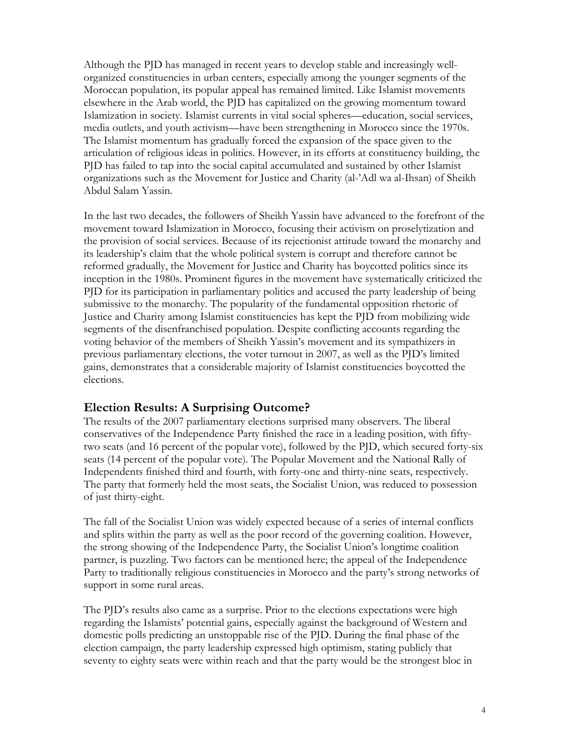Although the PJD has managed in recent years to develop stable and increasingly well-organized constituencies in urban centers, especially among the younger segments of the Moroccan population, its popular appeal has remained limited. Like Islamist movements elsewhere in the Arab world, the PJD has capitalized on the growing momentum toward Islamization in society. Islamist currents in vital social spheres—education, social services, media outlets, and youth activism—have been strengthening in Morocco since the 1970s. The Islamist momentum has gradually forced the expansion of the space given to the articulation of religious ideas in politics. However, in its efforts at constituency building, the PJD has failed to tap into the social capital accumulated and sustained by other Islamist organizations such as the Movement for Justice and Charity (al-'Adl wa al-Ihsan) of Sheikh Abdul Salam Yassin.

In the last two decades, the followers of Sheikh Yassin have advanced to the forefront of the movement toward Islamization in Morocco, focusing their activism on proselytization and the provision of social services. Because of its rejectionist attitude toward the monarchy and its leadership's claim that the whole political system is corrupt and therefore cannot be reformed gradually, the Movement for Justice and Charity has boycotted politics since its inception in the 1980s. Prominent figures in the movement have systematically criticized the PJD for its participation in parliamentary politics and accused the party leadership of being submissive to the monarchy. The popularity of the fundamental opposition rhetoric of Justice and Charity among Islamist constituencies has kept the PJD from mobilizing wide segments of the disenfranchised population. Despite conflicting accounts regarding the voting behavior of the members of Sheikh Yassin's movement and its sympathizers in previous parliamentary elections, the voter turnout in 2007, as well as the PJD's limited gains, demonstrates that a considerable majority of Islamist constituencies boycotted the elections.

## Election Results: A Surprising Outcome?

The results of the 2007 parliamentary elections surprised many observers. The liberal conservatives of the Independence Party finished the race in a leading position, with fifty-two seats (and 16 percent of the popular vote), followed by the PJD, which secured forty-six seats (14 percent of the popular vote). The Popular Movement and the National Rally of Independents finished third and fourth, with forty-one and thirty-nine seats, respectively. The party that formerly held the most seats, the Socialist Union, was reduced to possession of just thirty-eight.

The fall of the Socialist Union was widely expected because of a series of internal conflicts and splits within the party as well as the poor record of the governing coalition. However, the strong showing of the Independence Party, the Socialist Union's longtime coalition partner, is puzzling. Two factors can be mentioned here; the appeal of the Independence Party to traditionally religious constituencies in Morocco and the party's strong networks of support in some rural areas.

The PJD's results also came as a surprise. Prior to the elections expectations were high regarding the Islamists' potential gains, especially against the background of Western and domestic polls predicting an unstoppable rise of the PJD. During the final phase of the election campaign, the party leadership expressed high optimism, stating publicly that seventy to eighty seats were within reach and that the party would be the strongest bloc in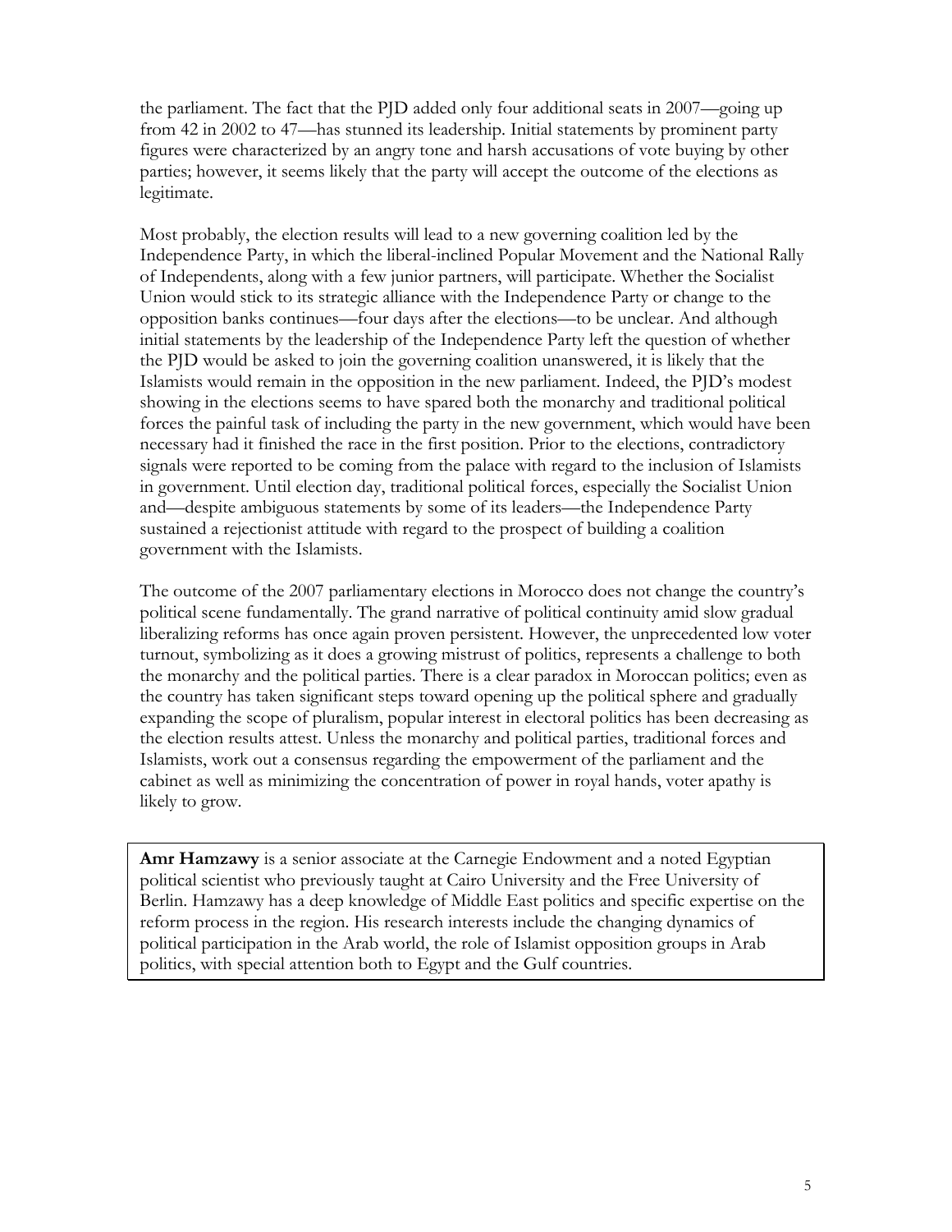the parliament. The fact that the PJD added only four additional seats in 2007—going up from 42 in 2002 to 47—has stunned its leadership. Initial statements by prominent party figures were characterized by an angry tone and harsh accusations of vote buying by other parties; however, it seems likely that the party will accept the outcome of the elections as legitimate.

Most probably, the election results will lead to a new governing coalition led by the Independence Party, in which the liberal-inclined Popular Movement and the National Rally of Independents, along with a few junior partners, will participate. Whether the Socialist Union would stick to its strategic alliance with the Independence Party or change to the opposition banks continues—four days after the elections—to be unclear. And although initial statements by the leadership of the Independence Party left the question of whether the PJD would be asked to join the governing coalition unanswered, it is likely that the Islamists would remain in the opposition in the new parliament. Indeed, the PJD's modest showing in the elections seems to have spared both the monarchy and traditional political forces the painful task of including the party in the new government, which would have been necessary had it finished the race in the first position. Prior to the elections, contradictory signals were reported to be coming from the palace with regard to the inclusion of Islamists in government. Until election day, traditional political forces, especially the Socialist Union and—despite ambiguous statements by some of its leaders—the Independence Party sustained a rejectionist attitude with regard to the prospect of building a coalition government with the Islamists.

The outcome of the 2007 parliamentary elections in Morocco does not change the country's political scene fundamentally. The grand narrative of political continuity amid slow gradual liberalizing reforms has once again proven persistent. However, the unprecedented low voter turnout, symbolizing as it does a growing mistrust of politics, represents a challenge to both the monarchy and the political parties. There is a clear paradox in Moroccan politics; even as the country has taken significant steps toward opening up the political sphere and gradually expanding the scope of pluralism, popular interest in electoral politics has been decreasing as the election results attest. Unless the monarchy and political parties, traditional forces and Islamists, work out a consensus regarding the empowerment of the parliament and the cabinet as well as minimizing the concentration of power in royal hands, voter apathy is likely to grow.

**Amr Hamzawy** is a senior associate at the Carnegie Endowment and a noted Egyptian political scientist who previously taught at Cairo University and the Free University of Berlin. Hamzawy has a deep knowledge of Middle East politics and specific expertise on the reform process in the region. His research interests include the changing dynamics of political participation in the Arab world, the role of Islamist opposition groups in Arab politics, with special attention both to Egypt and the Gulf countries.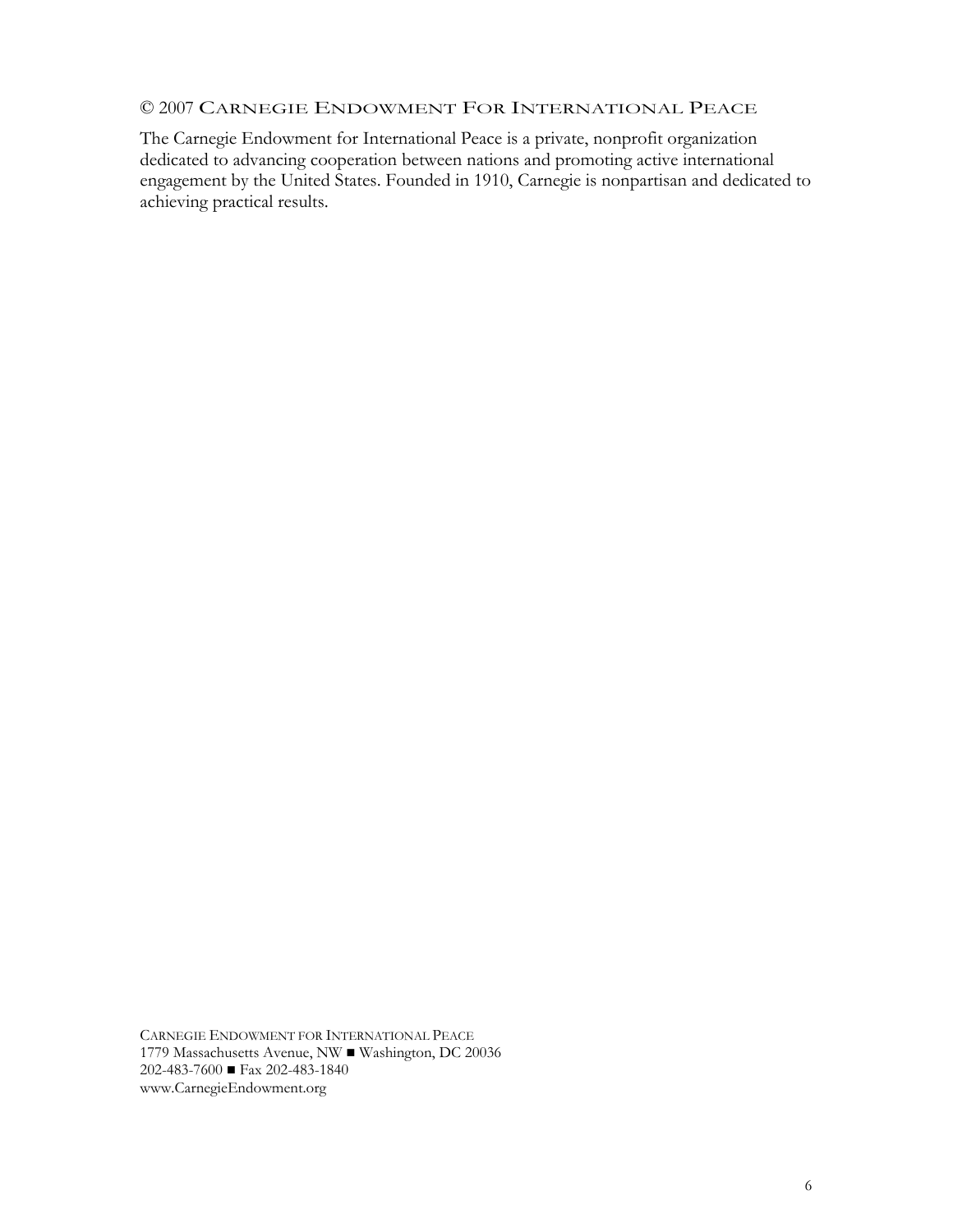© 2007 CARNEGIE ENDOWMENT FOR INTERNATIONAL PEACE

The Carnegie Endowment for International Peace is a private, nonprofit organization dedicated to advancing cooperation between nations and promoting active international engagement by the United States. Founded in 1910, Carnegie is nonpartisan and dedicated to achieving practical results.

CARNEGIE ENDOWMENT FOR INTERNATIONAL PEACE
1779 Massachusetts Avenue, NW ■ Washington, DC 20036
202-483-7600 ■ Fax 202-483-1840
www.CarnegieEndowment.org